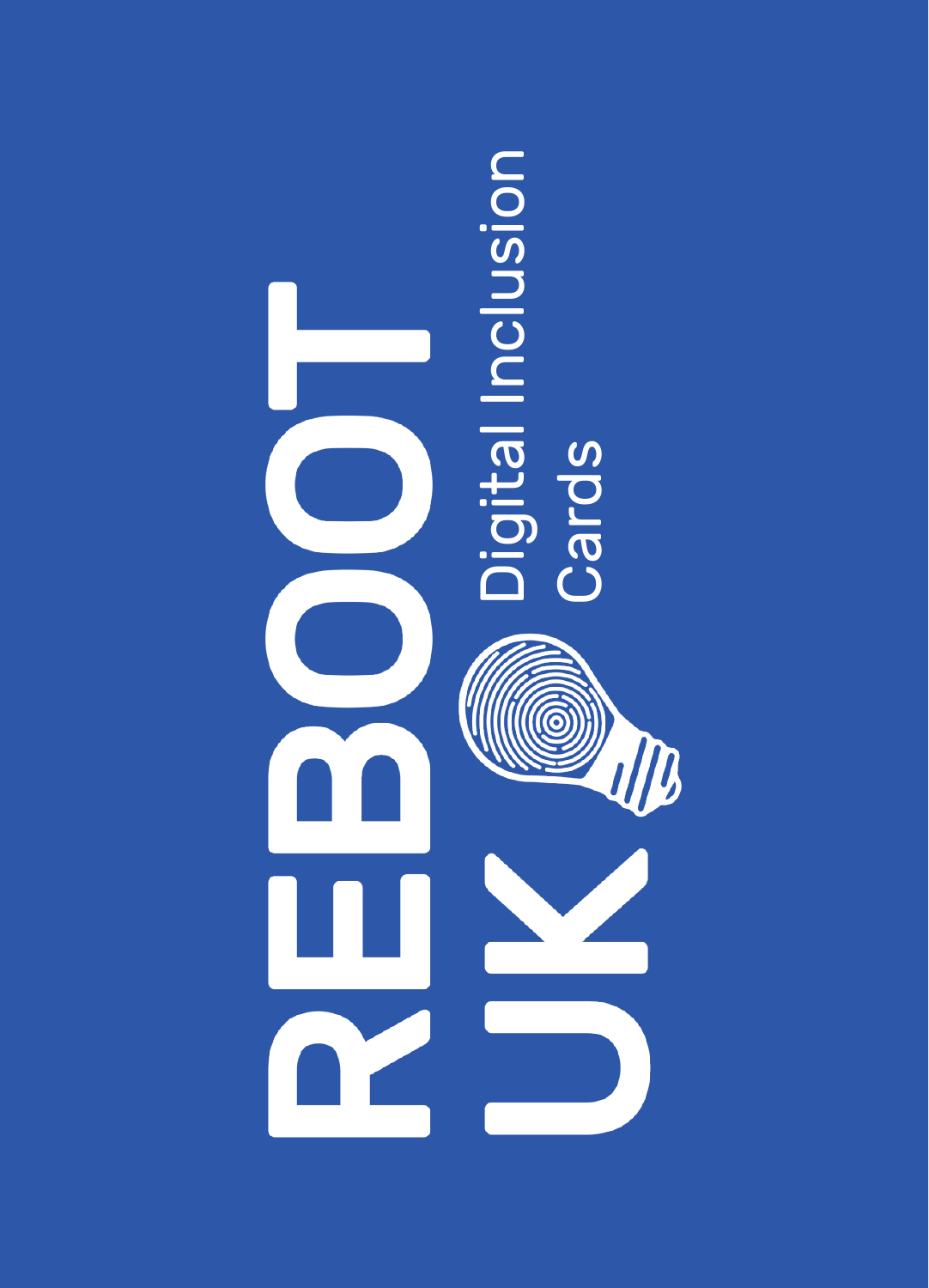# REBOOT UK

## Digital Inclusion Cards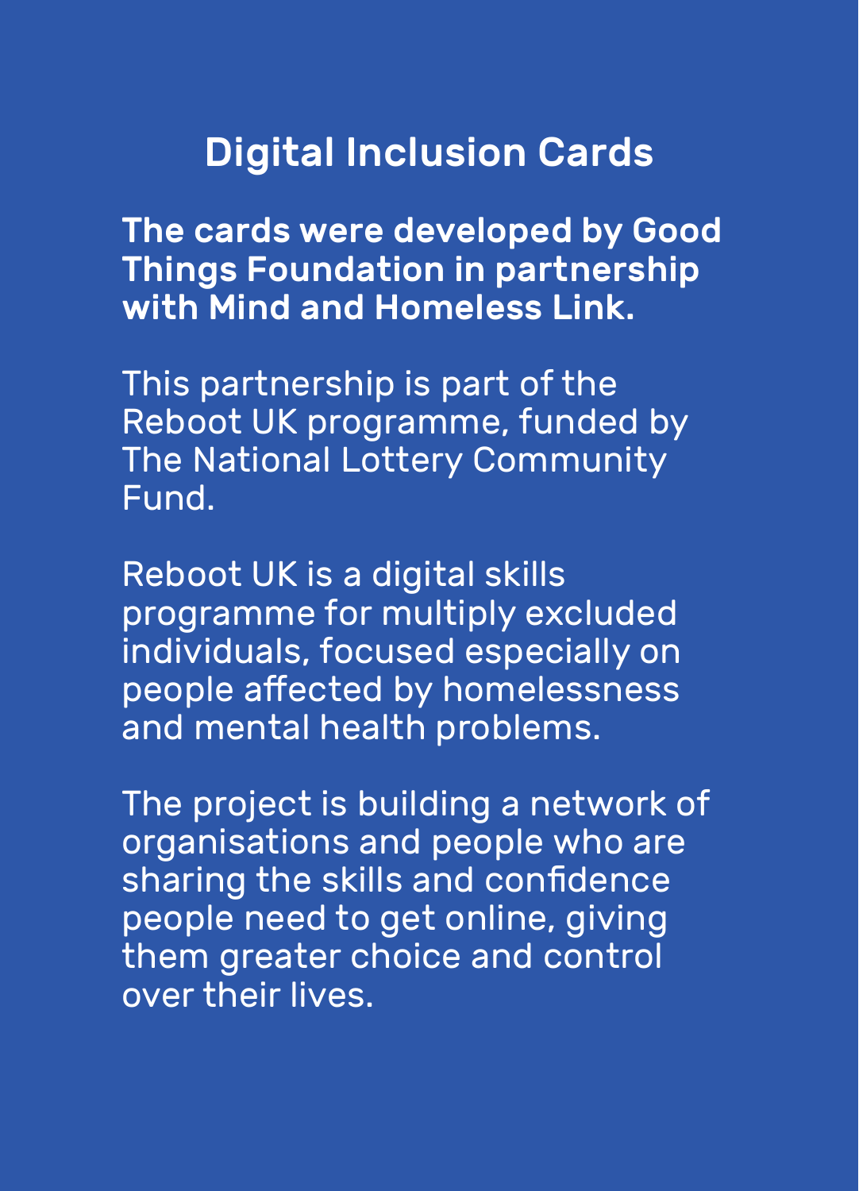# Digital Inclusion Cards

**The cards were developed by Good Things Foundation in partnership with Mind and Homeless Link.**

This partnership is part of the Reboot UK programme, funded by The National Lottery Community Fund.

Reboot UK is a digital skills programme for multiply excluded individuals, focused especially on people affected by homelessness and mental health problems.

The project is building a network of organisations and people who are sharing the skills and confidence people need to get online, giving them greater choice and control over their lives.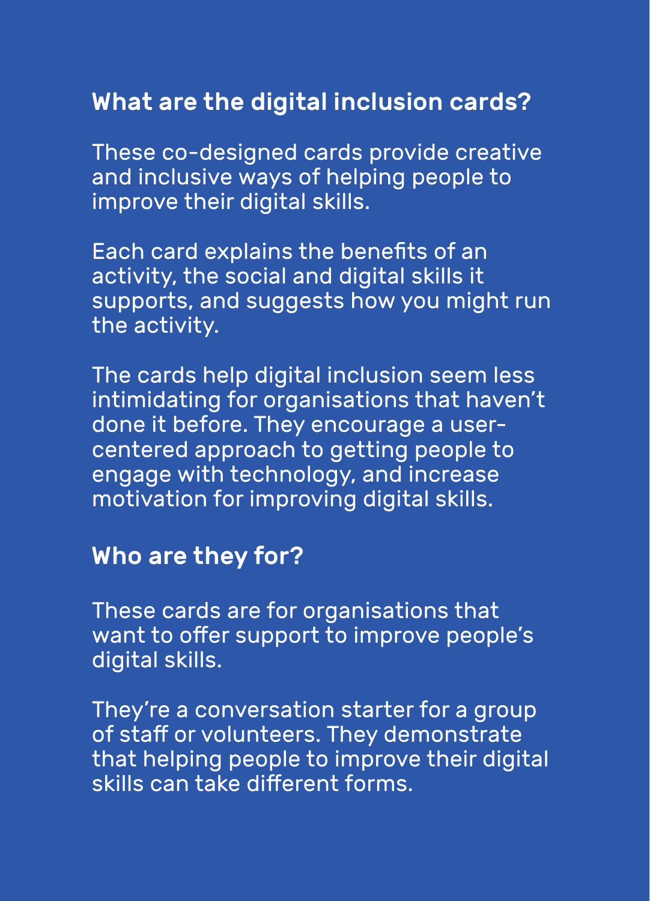## What are the digital inclusion cards?

These co-designed cards provide creative and inclusive ways of helping people to improve their digital skills.

Each card explains the benefits of an activity, the social and digital skills it supports, and suggests how you might run the activity.

The cards help digital inclusion seem less intimidating for organisations that haven't done it before. They encourage a user-centered approach to getting people to engage with technology, and increase motivation for improving digital skills.

## Who are they for?

These cards are for organisations that want to offer support to improve people's digital skills.

They're a conversation starter for a group of staff or volunteers. They demonstrate that helping people to improve their digital skills can take different forms.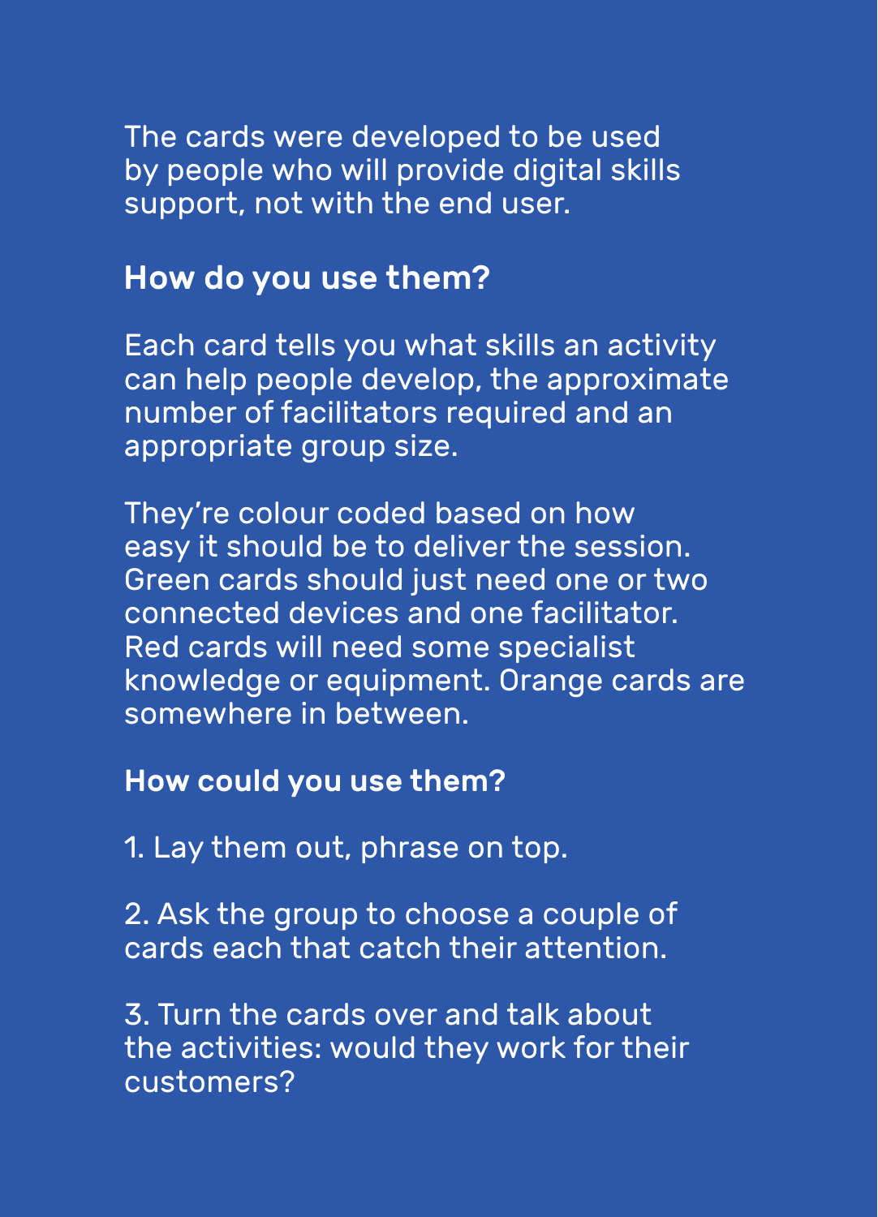The cards were developed to be used by people who will provide digital skills support, not with the end user.

## How do you use them?

Each card tells you what skills an activity can help people develop, the approximate number of facilitators required and an appropriate group size.

They're colour coded based on how easy it should be to deliver the session. Green cards should just need one or two connected devices and one facilitator. Red cards will need some specialist knowledge or equipment. Orange cards are somewhere in between.

## How could you use them?

1. Lay them out, phrase on top.

2. Ask the group to choose a couple of cards each that catch their attention.

3. Turn the cards over and talk about the activities: would they work for their customers?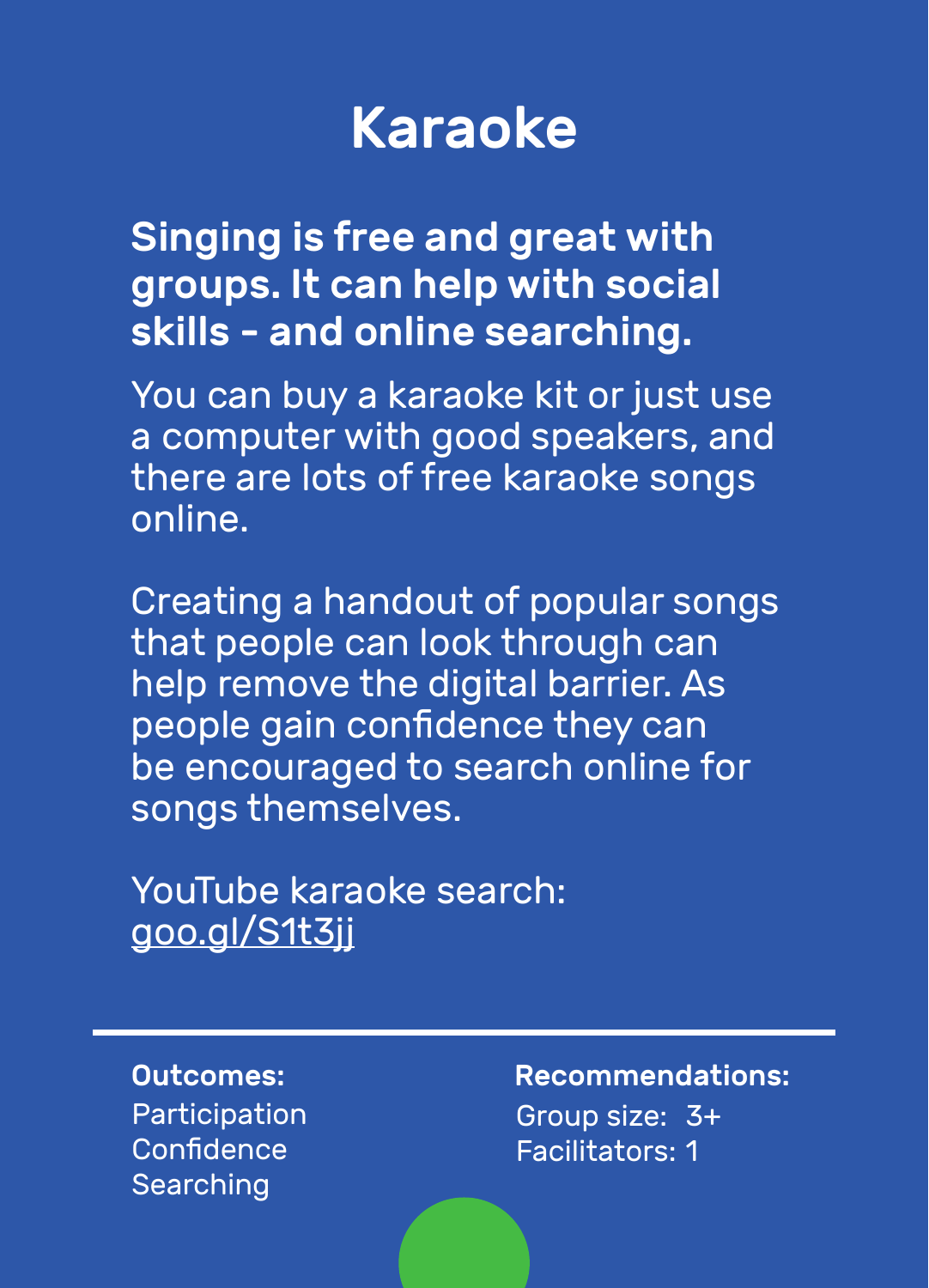# Karaoke

**Singing is free and great with groups. It can help with social skills - and online searching.**

You can buy a karaoke kit or just use a computer with good speakers, and there are lots of free karaoke songs online.

Creating a handout of popular songs that people can look through can help remove the digital barrier. As people gain confidence they can be encouraged to search online for songs themselves.

YouTube karaoke search:
goo.gl/S1t3jj

---

**Outcomes:**
Participation
Confidence
Searching

**Recommendations:**
Group size: 3+
Facilitators: 1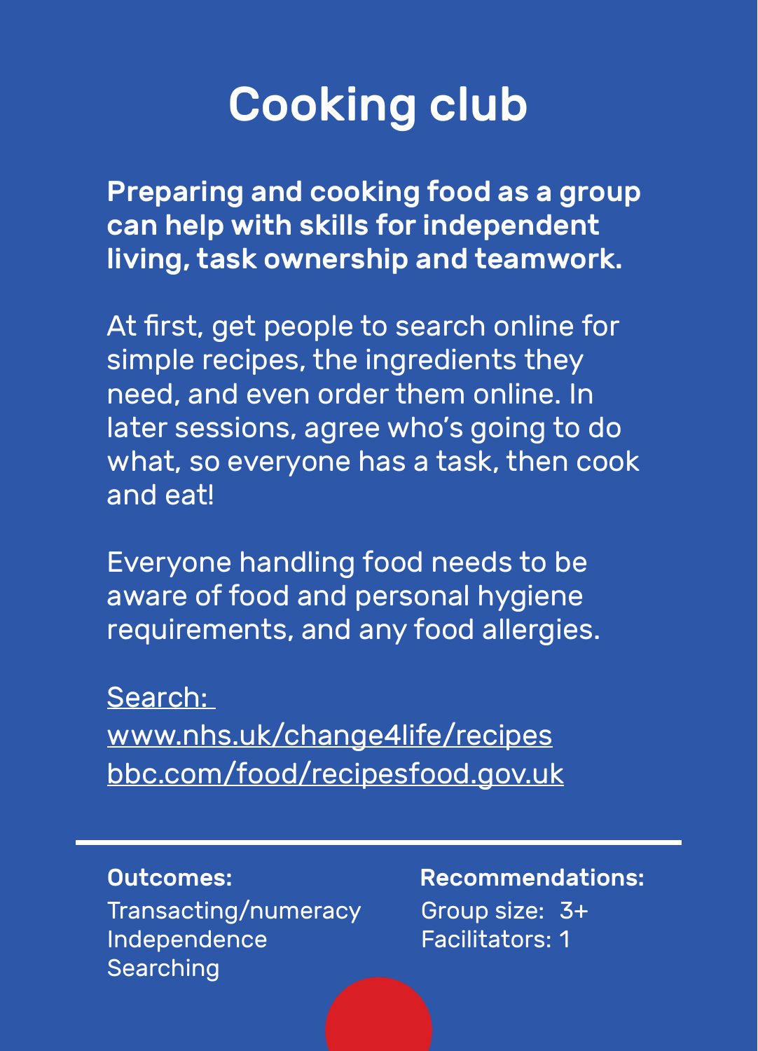# Cooking club

**Preparing and cooking food as a group can help with skills for independent living, task ownership and teamwork.**

At first, get people to search online for simple recipes, the ingredients they need, and even order them online. In later sessions, agree who's going to do what, so everyone has a task, then cook and eat!

Everyone handling food needs to be aware of food and personal hygiene requirements, and any food allergies.

Search:
www.nhs.uk/change4life/recipes
bbc.com/food/recipesfood.gov.uk

---

**Outcomes:**
Transacting/numeracy
Independence
Searching

**Recommendations:**
Group size: 3+
Facilitators: 1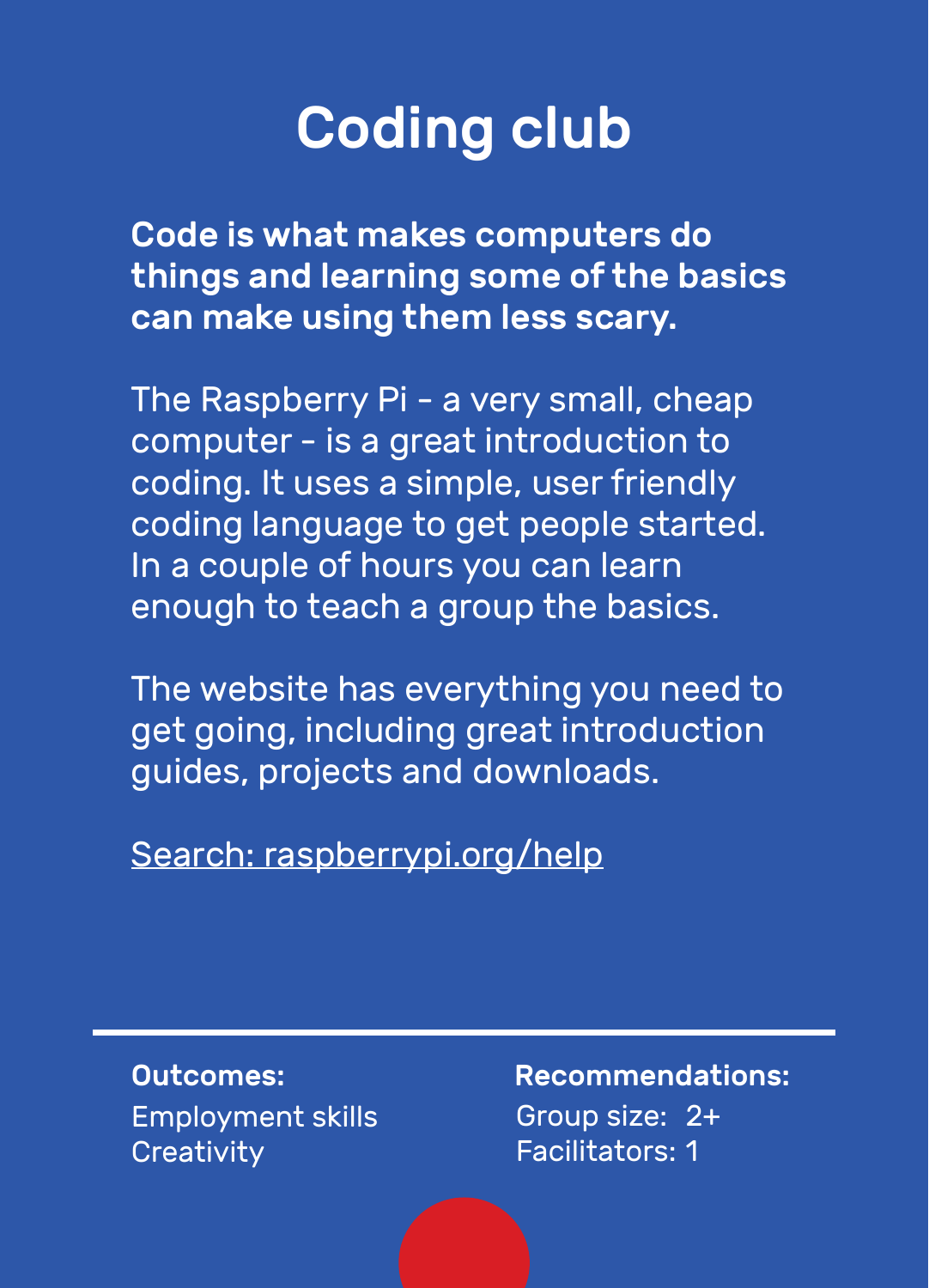# Coding club

**Code is what makes computers do things and learning some of the basics can make using them less scary.**

The Raspberry Pi - a very small, cheap computer - is a great introduction to coding. It uses a simple, user friendly coding language to get people started. In a couple of hours you can learn enough to teach a group the basics.

The website has everything you need to get going, including great introduction guides, projects and downloads.

Search: raspberrypi.org/help

---

**Outcomes:**

Employment skills
Creativity

**Recommendations:**

Group size: 2+
Facilitators: 1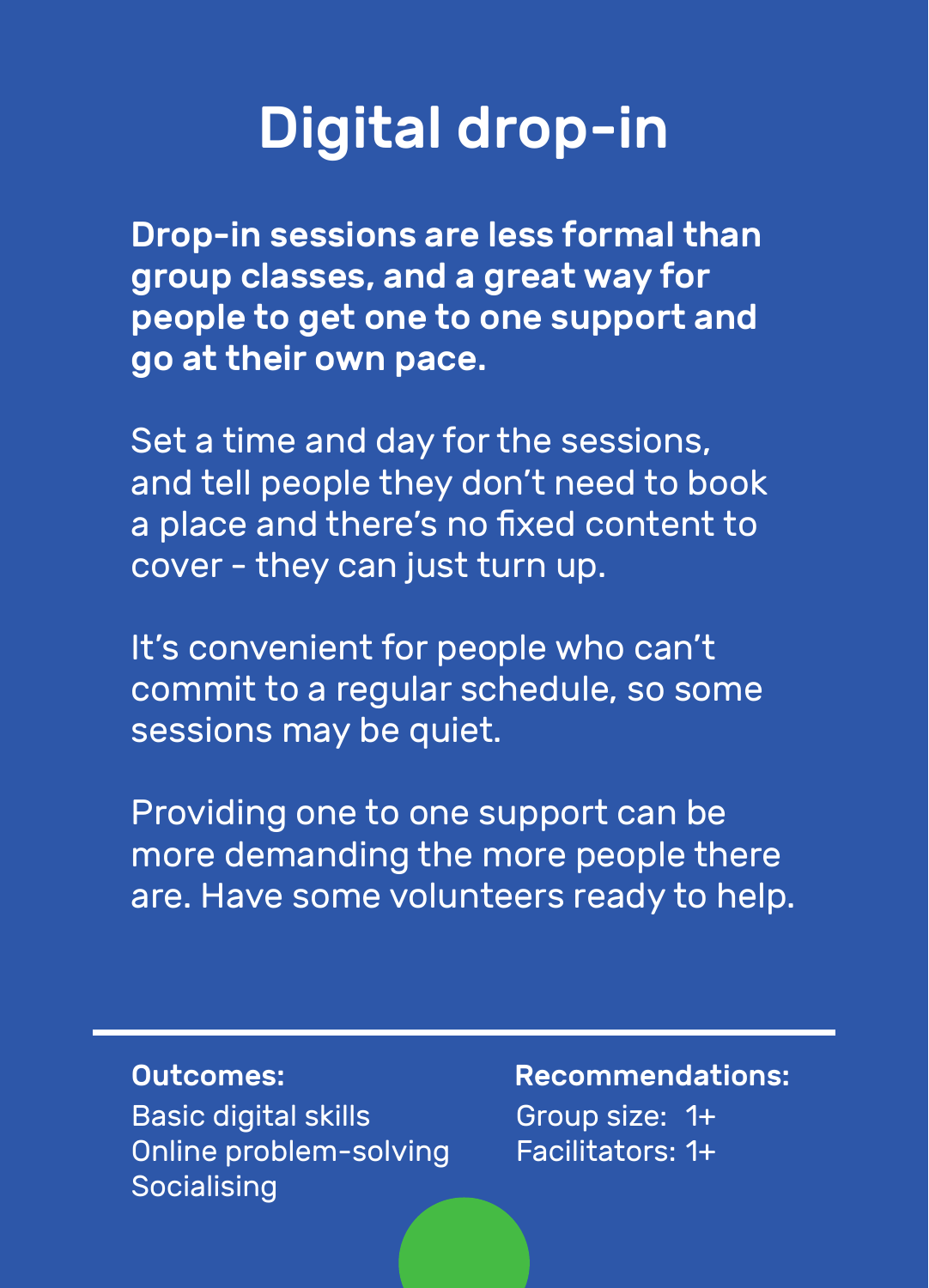# Digital drop-in

**Drop-in sessions are less formal than group classes, and a great way for people to get one to one support and go at their own pace.**

Set a time and day for the sessions, and tell people they don't need to book a place and there's no fixed content to cover - they can just turn up.

It's convenient for people who can't commit to a regular schedule, so some sessions may be quiet.

Providing one to one support can be more demanding the more people there are. Have some volunteers ready to help.

---

**Outcomes:**
Basic digital skills
Online problem-solving
Socialising

**Recommendations:**
Group size: 1+
Facilitators: 1+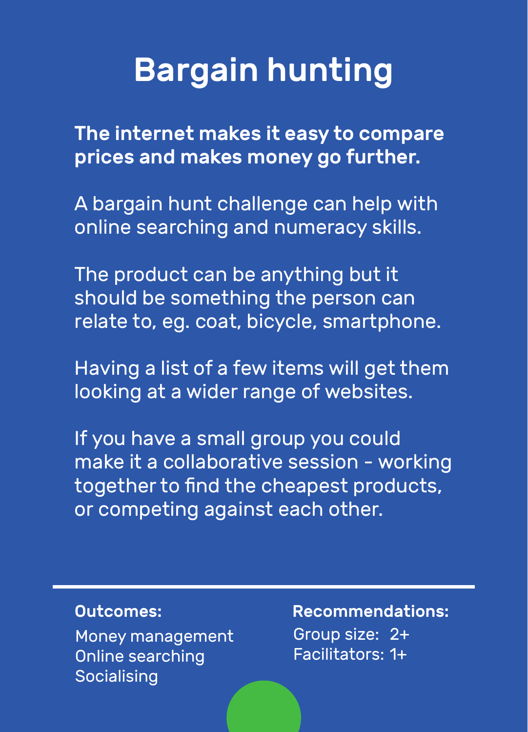# Bargain hunting

**The internet makes it easy to compare prices and makes money go further.**

A bargain hunt challenge can help with online searching and numeracy skills.

The product can be anything but it should be something the person can relate to, eg. coat, bicycle, smartphone.

Having a list of a few items will get them looking at a wider range of websites.

If you have a small group you could make it a collaborative session - working together to find the cheapest products, or competing against each other.

---

**Outcomes:**

Money management
Online searching
Socialising

**Recommendations:**

Group size: 2+
Facilitators: 1+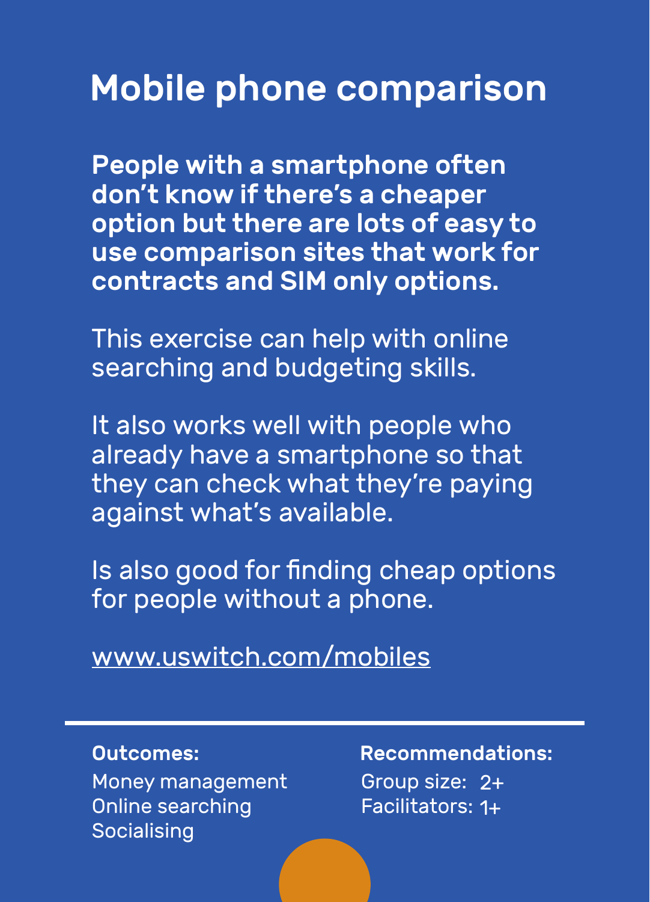# Mobile phone comparison

**People with a smartphone often don't know if there's a cheaper option but there are lots of easy to use comparison sites that work for contracts and SIM only options.**

This exercise can help with online searching and budgeting skills.

It also works well with people who already have a smartphone so that they can check what they're paying against what's available.

Is also good for finding cheap options for people without a phone.

www.uswitch.com/mobiles

---

**Outcomes:**
Money management
Online searching
Socialising

**Recommendations:**
Group size: 2+
Facilitators: 1+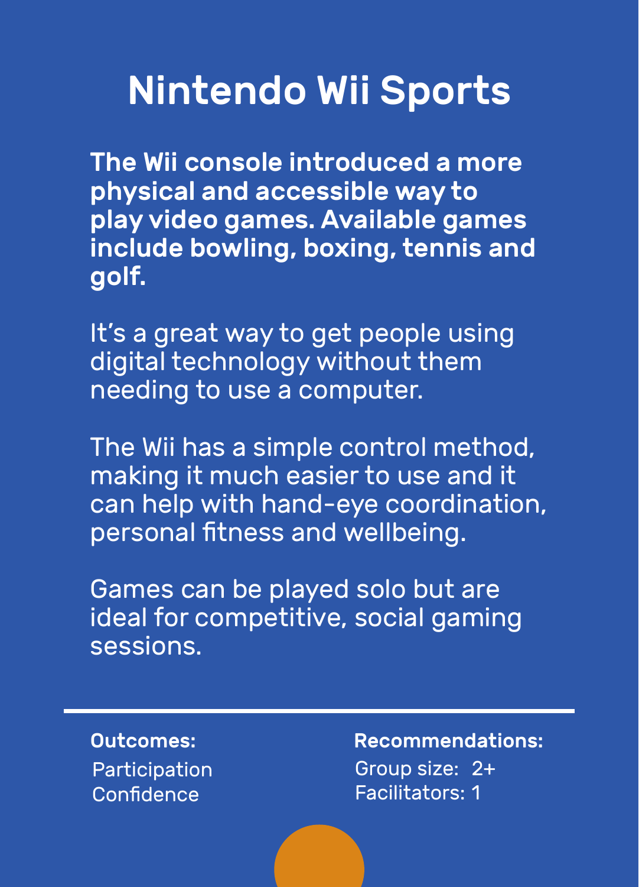# Nintendo Wii Sports

**The Wii console introduced a more physical and accessible way to play video games. Available games include bowling, boxing, tennis and golf.**

It's a great way to get people using digital technology without them needing to use a computer.

The Wii has a simple control method, making it much easier to use and it can help with hand-eye coordination, personal fitness and wellbeing.

Games can be played solo but are ideal for competitive, social gaming sessions.

---

**Outcomes:**

Participation
Confidence

**Recommendations:**

Group size: 2+
Facilitators: 1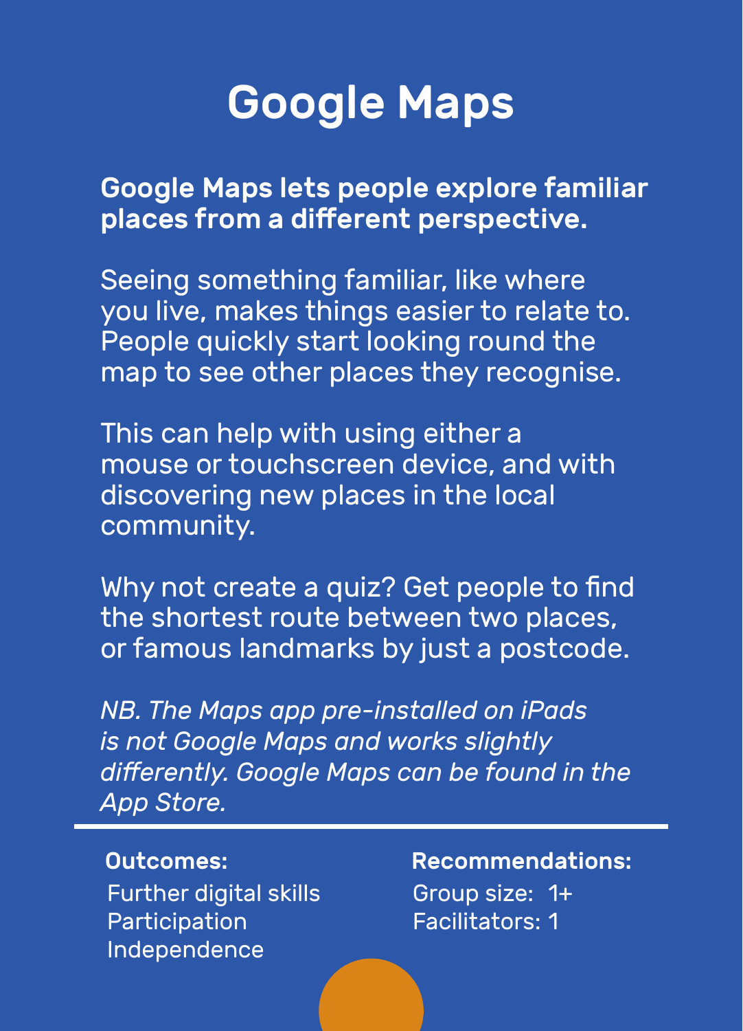# Google Maps

**Google Maps lets people explore familiar places from a different perspective.**

Seeing something familiar, like where you live, makes things easier to relate to. People quickly start looking round the map to see other places they recognise.

This can help with using either a mouse or touchscreen device, and with discovering new places in the local community.

Why not create a quiz? Get people to find the shortest route between two places, or famous landmarks by just a postcode.

*NB. The Maps app pre-installed on iPads is not Google Maps and works slightly differently. Google Maps can be found in the App Store.*

---

**Outcomes:**

Further digital skills
Participation
Independence

**Recommendations:**

Group size: 1+
Facilitators: 1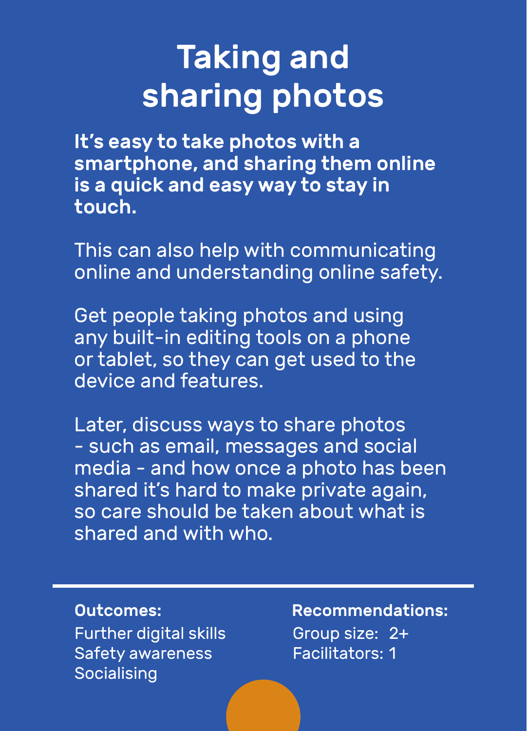# Taking and sharing photos

**It's easy to take photos with a smartphone, and sharing them online is a quick and easy way to stay in touch.**

This can also help with communicating online and understanding online safety.

Get people taking photos and using any built-in editing tools on a phone or tablet, so they can get used to the device and features.

Later, discuss ways to share photos - such as email, messages and social media - and how once a photo has been shared it's hard to make private again, so care should be taken about what is shared and with who.

---

**Outcomes:**

Further digital skills
Safety awareness
Socialising

**Recommendations:**

Group size: 2+
Facilitators: 1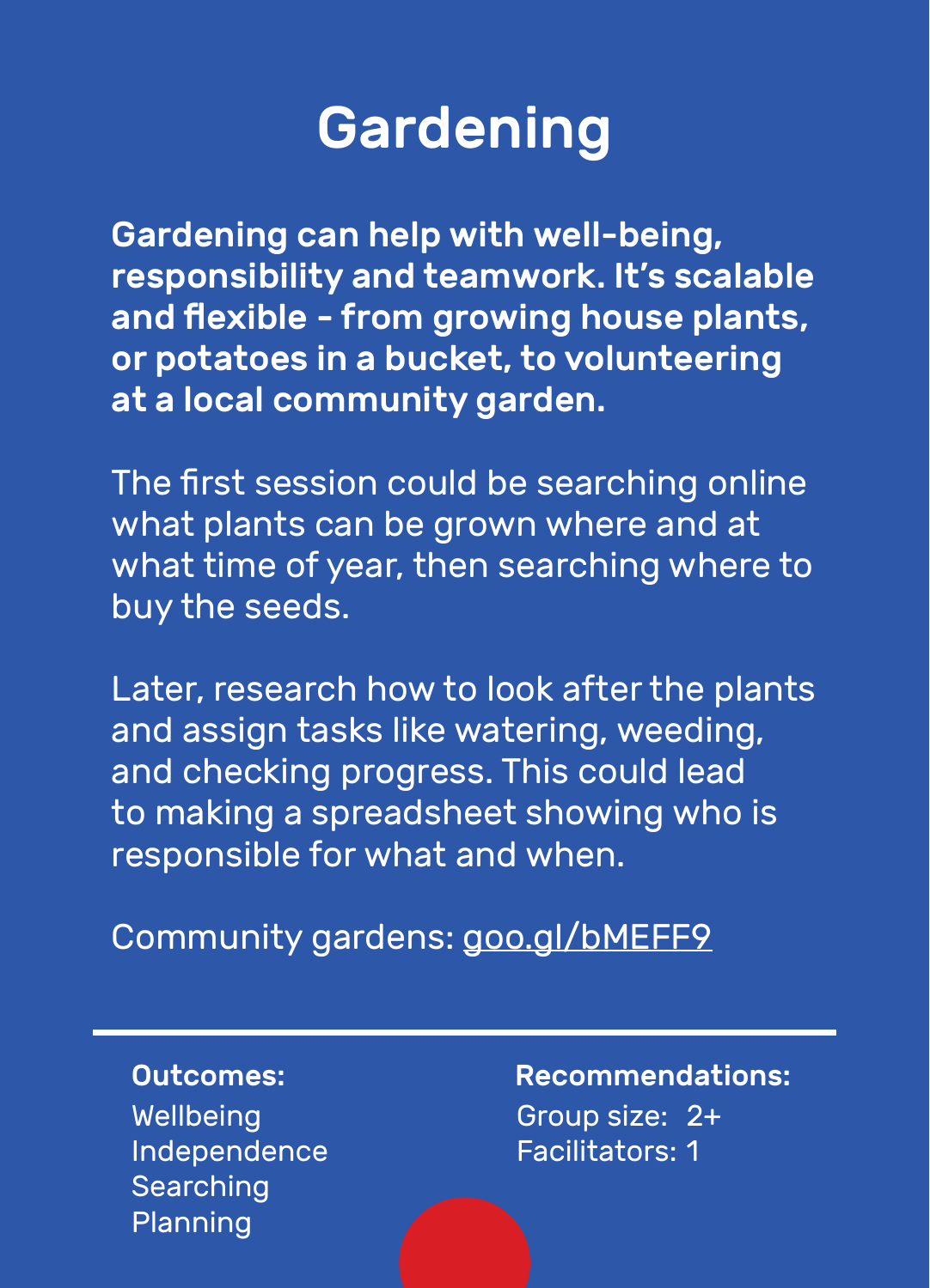# Gardening

**Gardening can help with well-being, responsibility and teamwork. It's scalable and flexible - from growing house plants, or potatoes in a bucket, to volunteering at a local community garden.**

The first session could be searching online what plants can be grown where and at what time of year, then searching where to buy the seeds.

Later, research how to look after the plants and assign tasks like watering, weeding, and checking progress. This could lead to making a spreadsheet showing who is responsible for what and when.

Community gardens: goo.gl/bMEFF9

---

**Outcomes:**

Wellbeing
Independence
Searching
Planning

**Recommendations:**

Group size: 2+
Facilitators: 1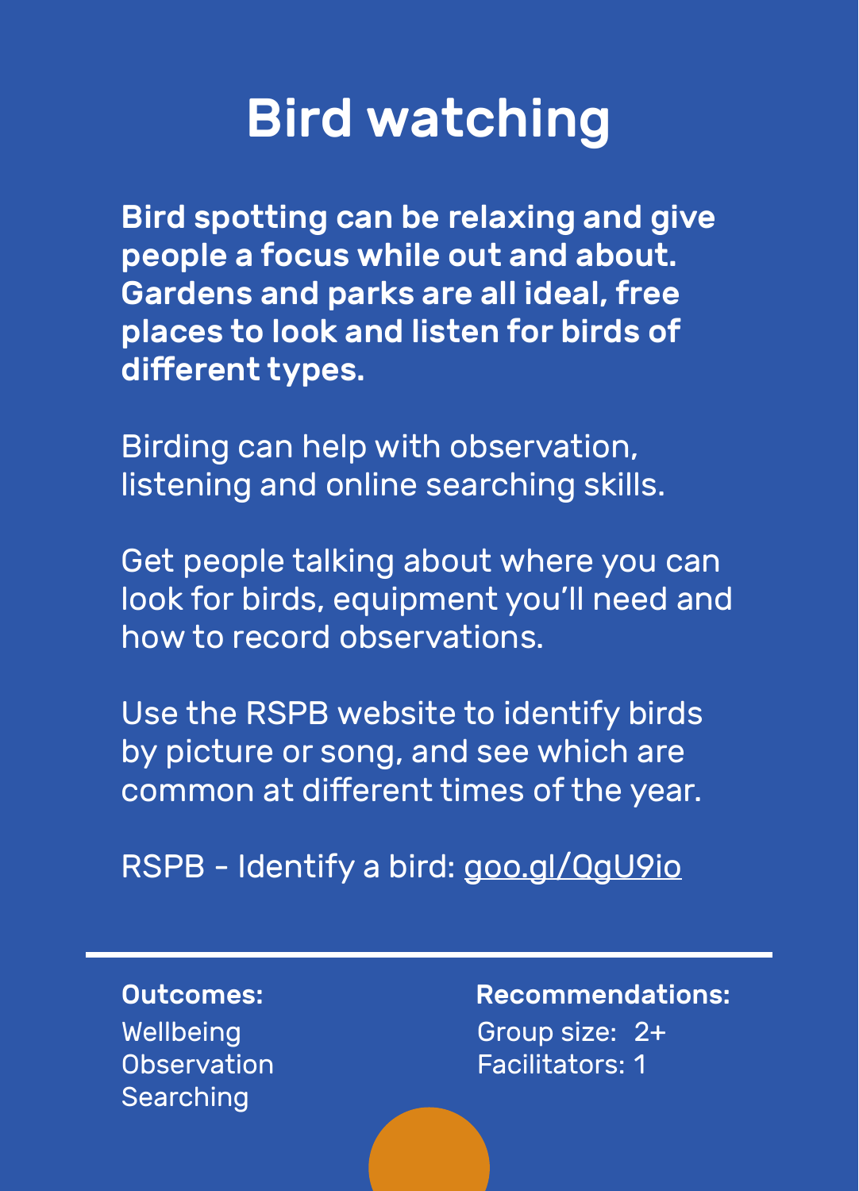# Bird watching

**Bird spotting can be relaxing and give people a focus while out and about. Gardens and parks are all ideal, free places to look and listen for birds of different types.**

Birding can help with observation, listening and online searching skills.

Get people talking about where you can look for birds, equipment you'll need and how to record observations.

Use the RSPB website to identify birds by picture or song, and see which are common at different times of the year.

RSPB - Identify a bird: goo.gl/QgU9io

---

**Outcomes:**

Wellbeing
Observation
Searching

**Recommendations:**

Group size: 2+
Facilitators: 1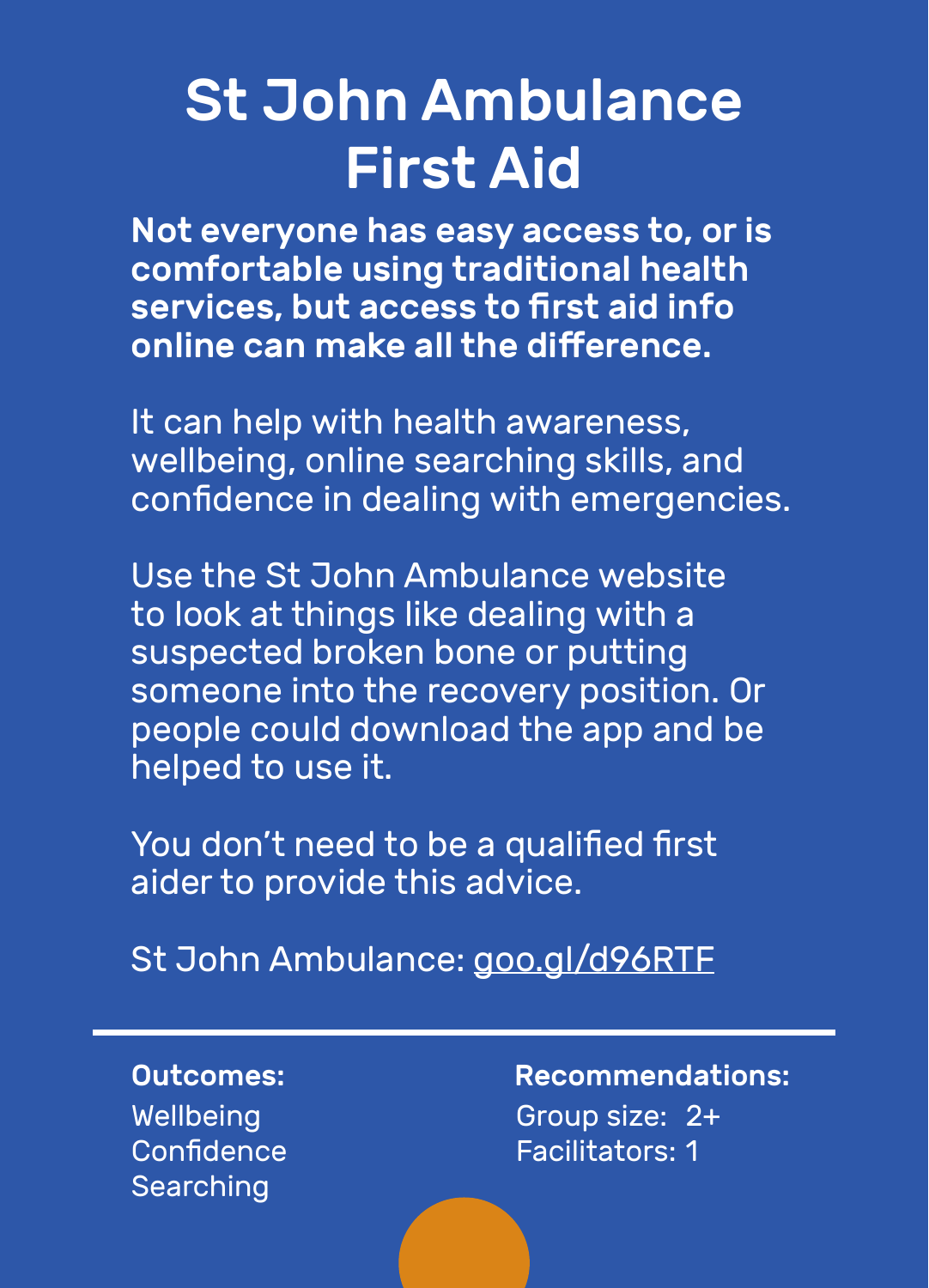# St John Ambulance First Aid

**Not everyone has easy access to, or is comfortable using traditional health services, but access to first aid info online can make all the difference.**

It can help with health awareness, wellbeing, online searching skills, and confidence in dealing with emergencies.

Use the St John Ambulance website to look at things like dealing with a suspected broken bone or putting someone into the recovery position. Or people could download the app and be helped to use it.

You don't need to be a qualified first aider to provide this advice.

St John Ambulance: goo.gl/d96RTF

---

**Outcomes:**

Wellbeing
Confidence
Searching

**Recommendations:**

Group size: 2+
Facilitators: 1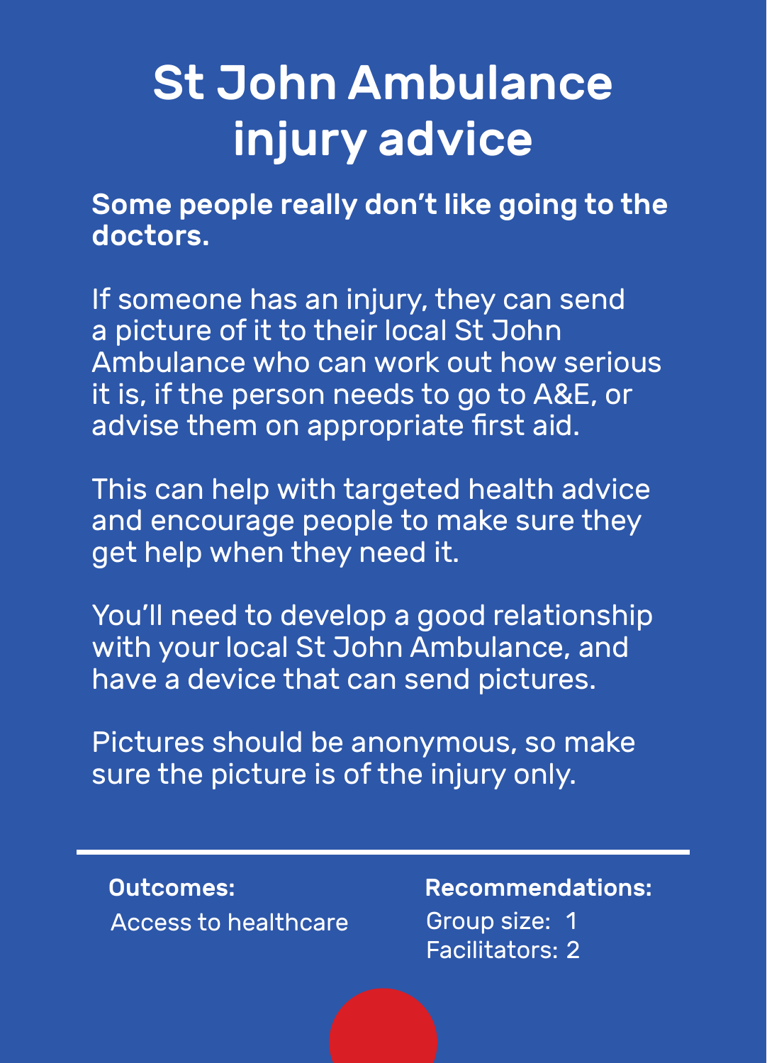# St John Ambulance injury advice

**Some people really don't like going to the doctors.**

If someone has an injury, they can send a picture of it to their local St John Ambulance who can work out how serious it is, if the person needs to go to A&E, or advise them on appropriate first aid.

This can help with targeted health advice and encourage people to make sure they get help when they need it.

You'll need to develop a good relationship with your local St John Ambulance, and have a device that can send pictures.

Pictures should be anonymous, so make sure the picture is of the injury only.

---

**Outcomes:**

Access to healthcare

**Recommendations:**

Group size: 1
Facilitators: 2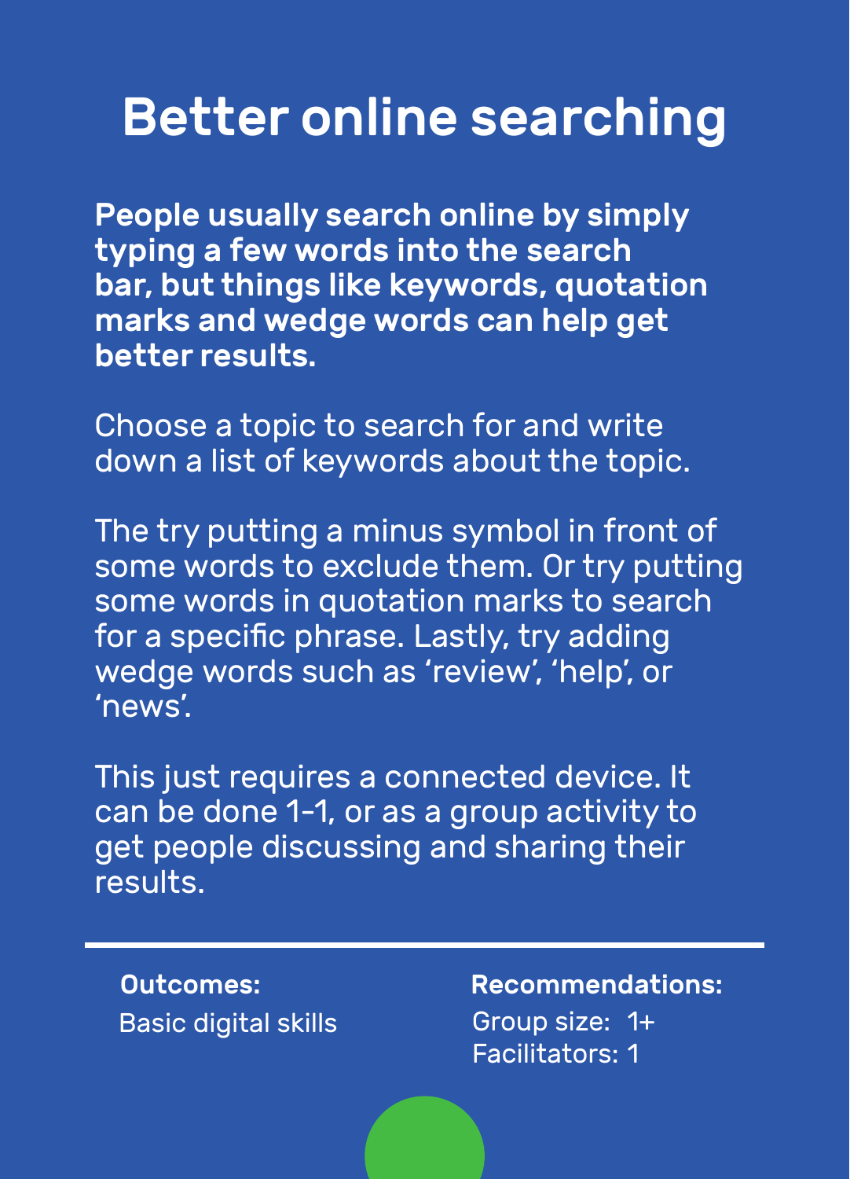# Better online searching

**People usually search online by simply typing a few words into the search bar, but things like keywords, quotation marks and wedge words can help get better results.**

Choose a topic to search for and write down a list of keywords about the topic.

The try putting a minus symbol in front of some words to exclude them. Or try putting some words in quotation marks to search for a specific phrase. Lastly, try adding wedge words such as 'review', 'help', or 'news'.

This just requires a connected device. It can be done 1-1, or as a group activity to get people discussing and sharing their results.

---

**Outcomes:**
Basic digital skills

**Recommendations:**
Group size: 1+
Facilitators: 1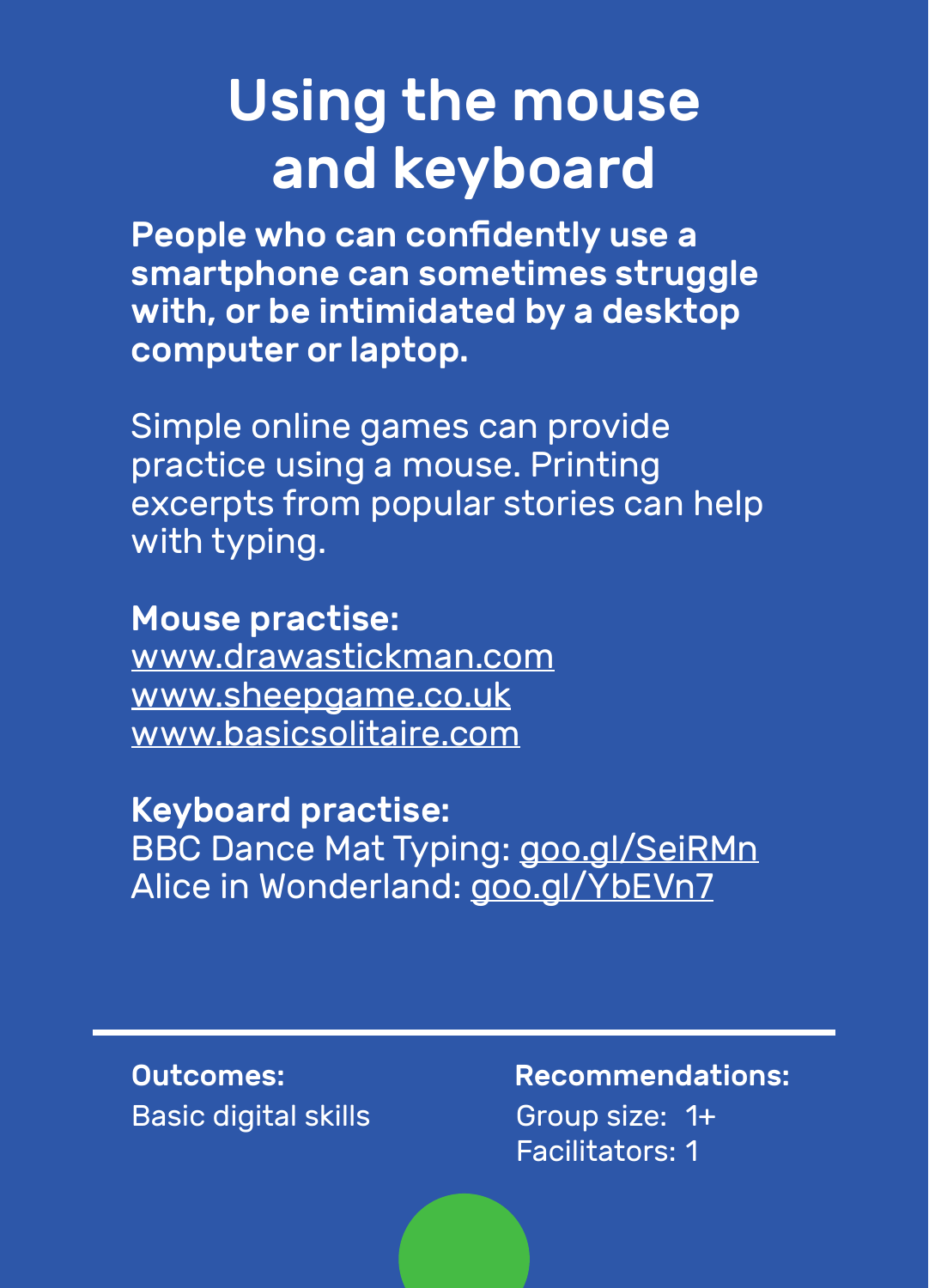# Using the mouse and keyboard

**People who can confidently use a smartphone can sometimes struggle with, or be intimidated by a desktop computer or laptop.**

Simple online games can provide practice using a mouse. Printing excerpts from popular stories can help with typing.

**Mouse practise:**
www.drawastickman.com
www.sheepgame.co.uk
www.basicsolitaire.com

**Keyboard practise:**
BBC Dance Mat Typing: goo.gl/SeiRMn
Alice in Wonderland: goo.gl/YbEVn7

---

**Outcomes:**
Basic digital skills

**Recommendations:**
Group size: 1+
Facilitators: 1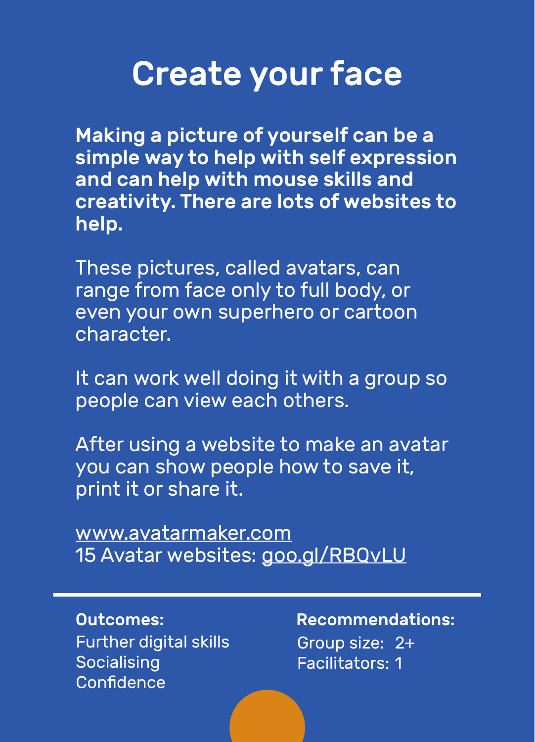# Create your face

**Making a picture of yourself can be a simple way to help with self expression and can help with mouse skills and creativity. There are lots of websites to help.**

These pictures, called avatars, can range from face only to full body, or even your own superhero or cartoon character.

It can work well doing it with a group so people can view each others.

After using a website to make an avatar you can show people how to save it, print it or share it.

www.avatarmaker.com
15 Avatar websites: goo.gl/RBQvLU

---

**Outcomes:**
Further digital skills
Socialising
Confidence

**Recommendations:**
Group size: 2+
Facilitators: 1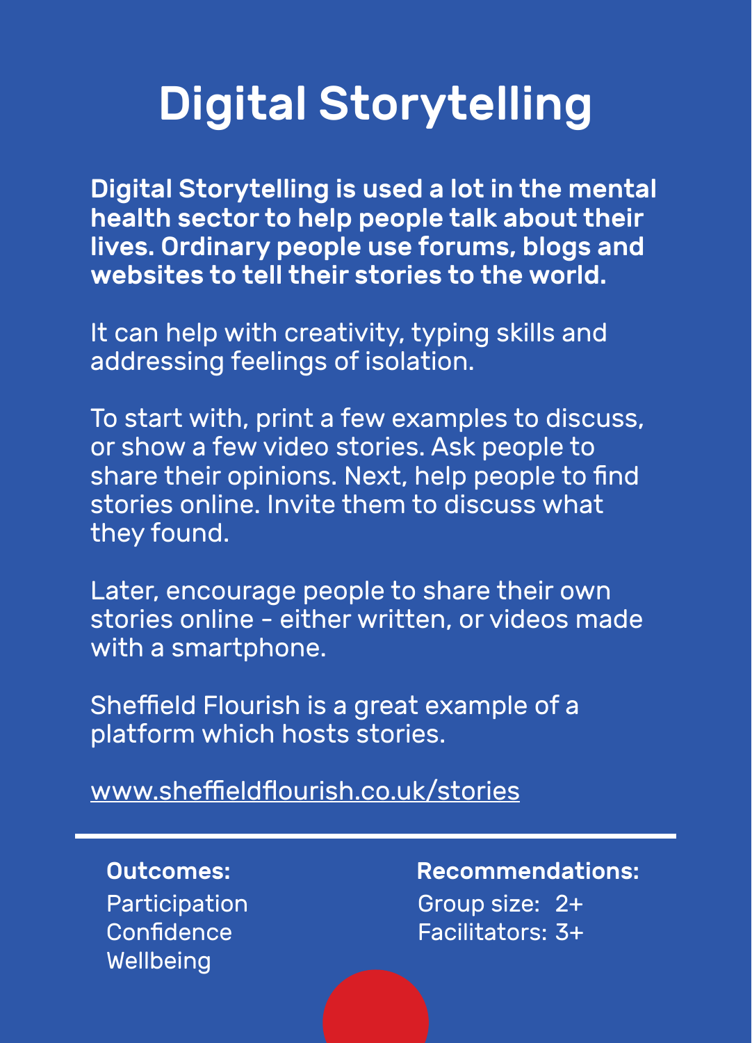# Digital Storytelling

**Digital Storytelling is used a lot in the mental health sector to help people talk about their lives. Ordinary people use forums, blogs and websites to tell their stories to the world.**

It can help with creativity, typing skills and addressing feelings of isolation.

To start with, print a few examples to discuss, or show a few video stories. Ask people to share their opinions. Next, help people to find stories online. Invite them to discuss what they found.

Later, encourage people to share their own stories online - either written, or videos made with a smartphone.

Sheffield Flourish is a great example of a platform which hosts stories.

www.sheffieldflourish.co.uk/stories

---

**Outcomes:**

Participation
Confidence
Wellbeing

**Recommendations:**

Group size: 2+
Facilitators: 3+